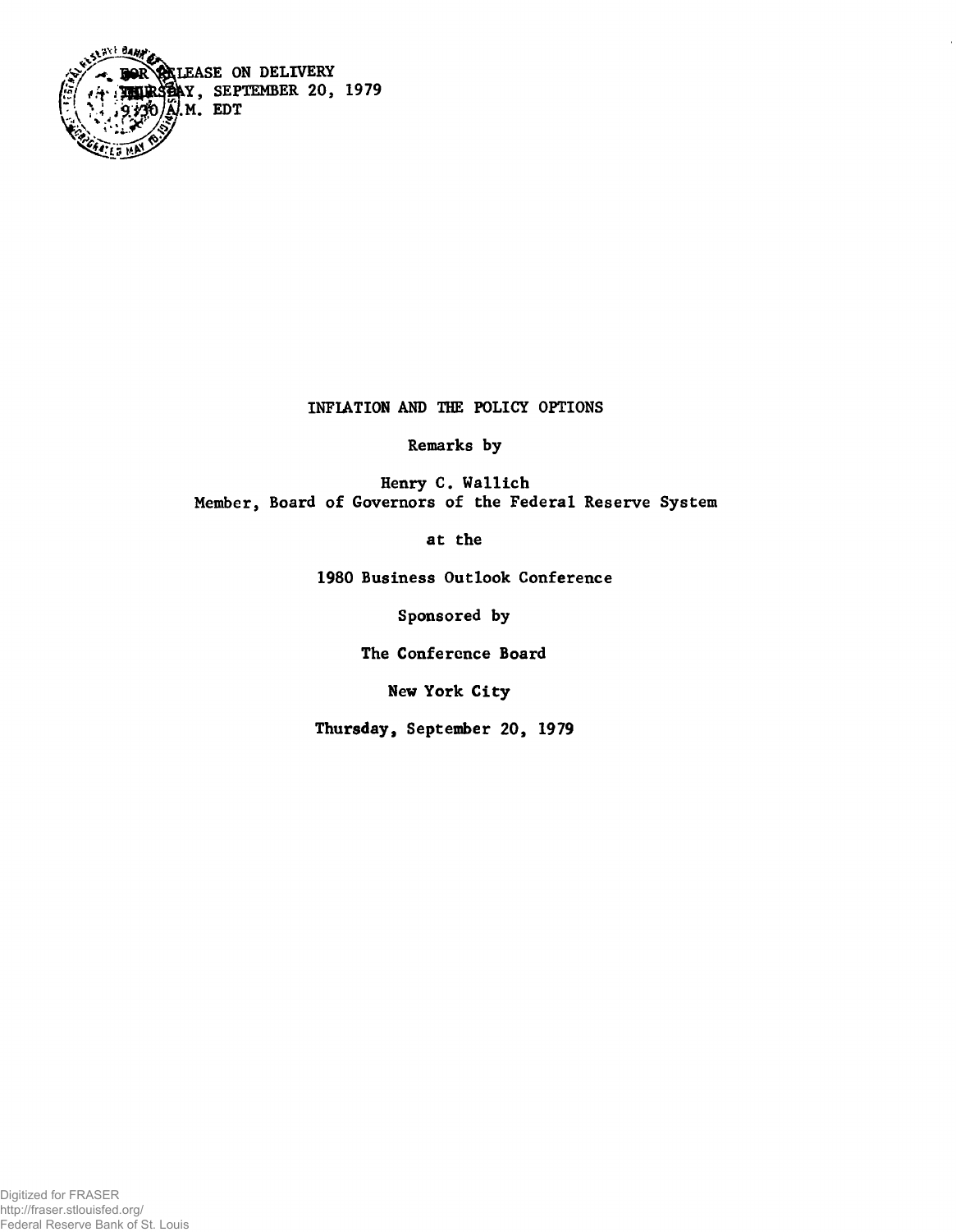FOR RELEASE ON DELIVERY
THURSDAY, SEPTEMBER 20, 1979
9:30 A.M. EDT

# INFLATION AND THE POLICY OPTIONS

Remarks by

Henry C. Wallich
Member, Board of Governors of the Federal Reserve System

at the

1980 Business Outlook Conference

Sponsored by

The Conference Board

New York City

Thursday, September 20, 1979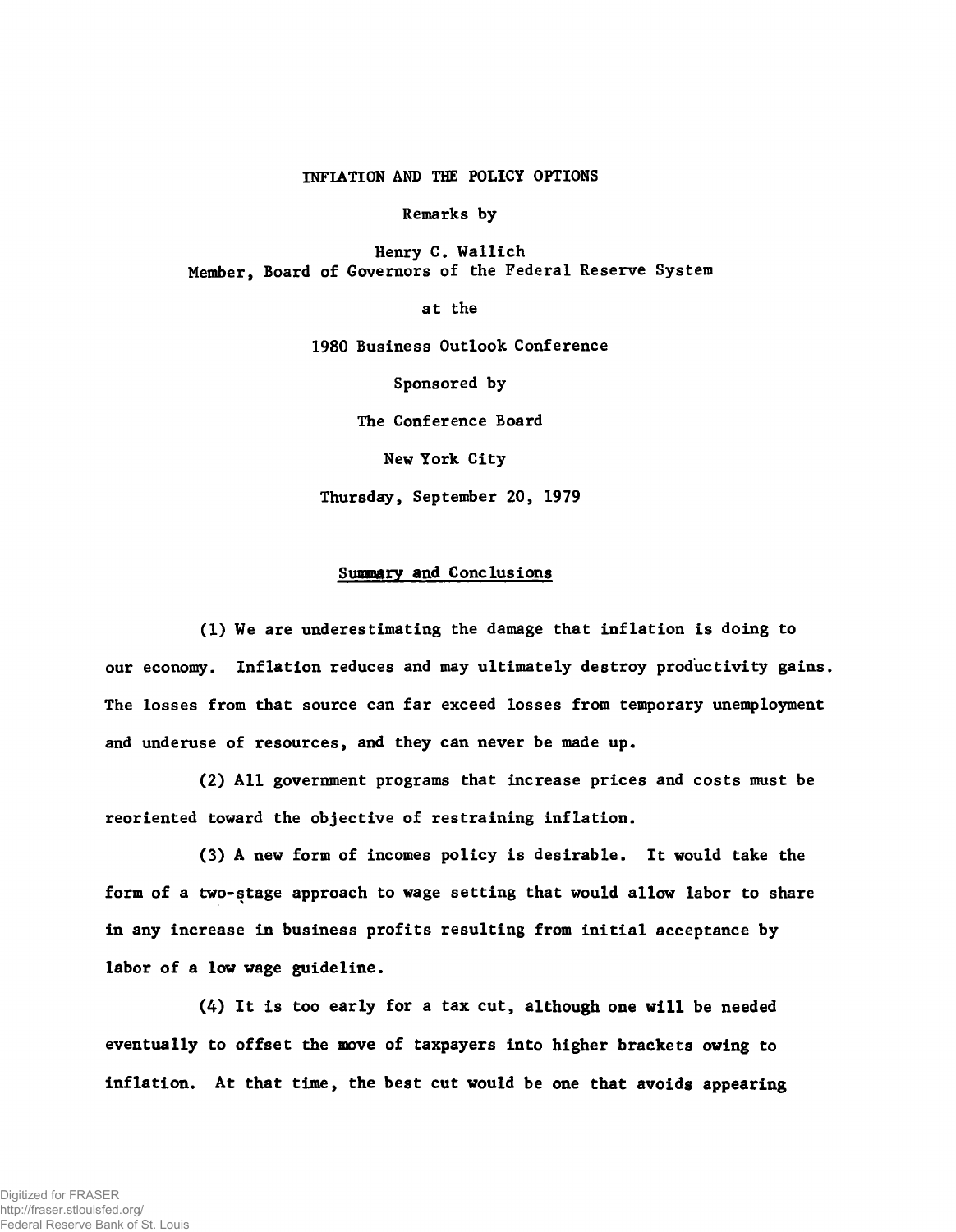INFLATION AND THE POLICY OPTIONS

Remarks by

Henry C. Wallich
Member, Board of Governors of the Federal Reserve System

at the

1980 Business Outlook Conference

Sponsored by

The Conference Board

New York City

Thursday, September 20, 1979

## Summary and Conclusions

(1) We are underestimating the damage that inflation is doing to our economy. Inflation reduces and may ultimately destroy productivity gains. The losses from that source can far exceed losses from temporary unemployment and underuse of resources, and they can never be made up.

(2) All government programs that increase prices and costs must be reoriented toward the objective of restraining inflation.

(3) A new form of incomes policy is desirable. It would take the form of a two-stage approach to wage setting that would allow labor to share in any increase in business profits resulting from initial acceptance by labor of a low wage guideline.

(4) It is too early for a tax cut, although one will be needed eventually to offset the move of taxpayers into higher brackets owing to inflation. At that time, the best cut would be one that avoids appearing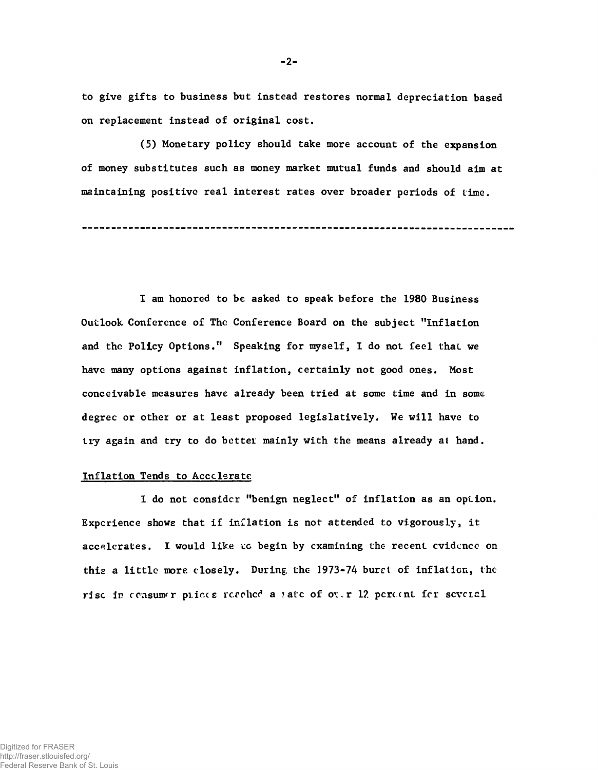to give gifts to business but instead restores normal depreciation based on replacement instead of original cost.

(5) Monetary policy should take more account of the expansion of money substitutes such as money market mutual funds and should aim at maintaining positive real interest rates over broader periods of time.

---

I am honored to be asked to speak before the 1980 Business Outlook Conference of The Conference Board on the subject "Inflation and the Policy Options." Speaking for myself, I do not feel that we have many options against inflation, certainly not good ones. Most conceivable measures have already been tried at some time and in some degree or other or at least proposed legislatively. We will have to try again and try to do better mainly with the means already at hand.

## Inflation Tends to Accelerate

I do not consider "benign neglect" of inflation as an option. Experience shows that if inflation is not attended to vigorously, it accelerates. I would like to begin by examining the recent evidence on this a little more closely. During the 1973-74 burst of inflation, the rise in consumer prices reached a rate of over 12 percent for several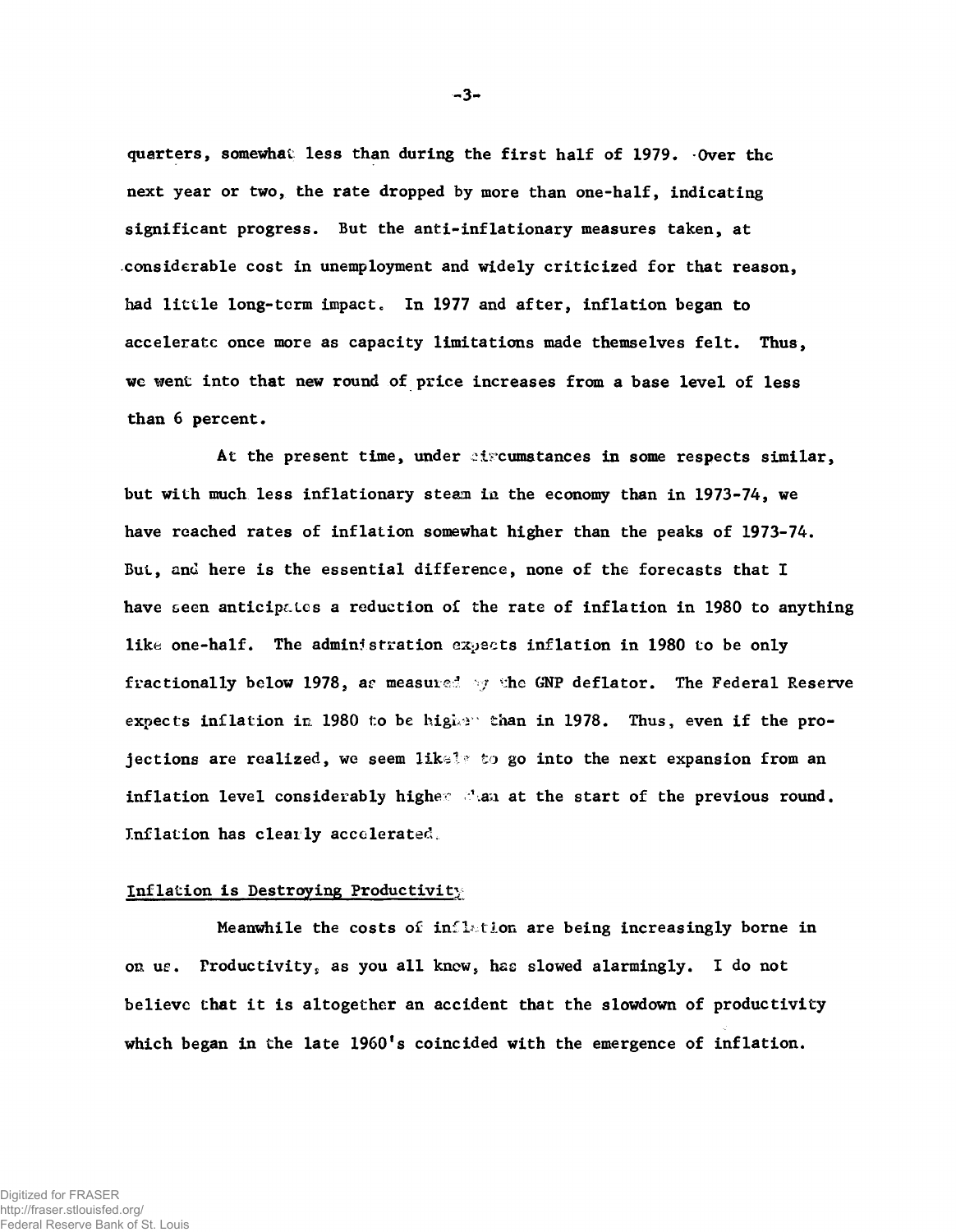quarters, somewhat less than during the first half of 1979. Over the next year or two, the rate dropped by more than one-half, indicating significant progress. But the anti-inflationary measures taken, at considerable cost in unemployment and widely criticized for that reason, had little long-term impact. In 1977 and after, inflation began to accelerate once more as capacity limitations made themselves felt. Thus, we went into that new round of price increases from a base level of less than 6 percent.

At the present time, under circumstances in some respects similar, but with much less inflationary steam in the economy than in 1973-74, we have reached rates of inflation somewhat higher than the peaks of 1973-74. But, and here is the essential difference, none of the forecasts that I have seen anticipates a reduction of the rate of inflation in 1980 to anything like one-half. The administration expects inflation in 1980 to be only fractionally below 1978, as measured by the GNP deflator. The Federal Reserve expects inflation in 1980 to be higher than in 1978. Thus, even if the projections are realized, we seem likely to go into the next expansion from an inflation level considerably higher than at the start of the previous round. Inflation has clearly accelerated.

## Inflation is Destroying Productivity

Meanwhile the costs of inflation are being increasingly borne in on us. Productivity, as you all know, has slowed alarmingly. I do not believe that it is altogether an accident that the slowdown of productivity which began in the late 1960's coincided with the emergence of inflation.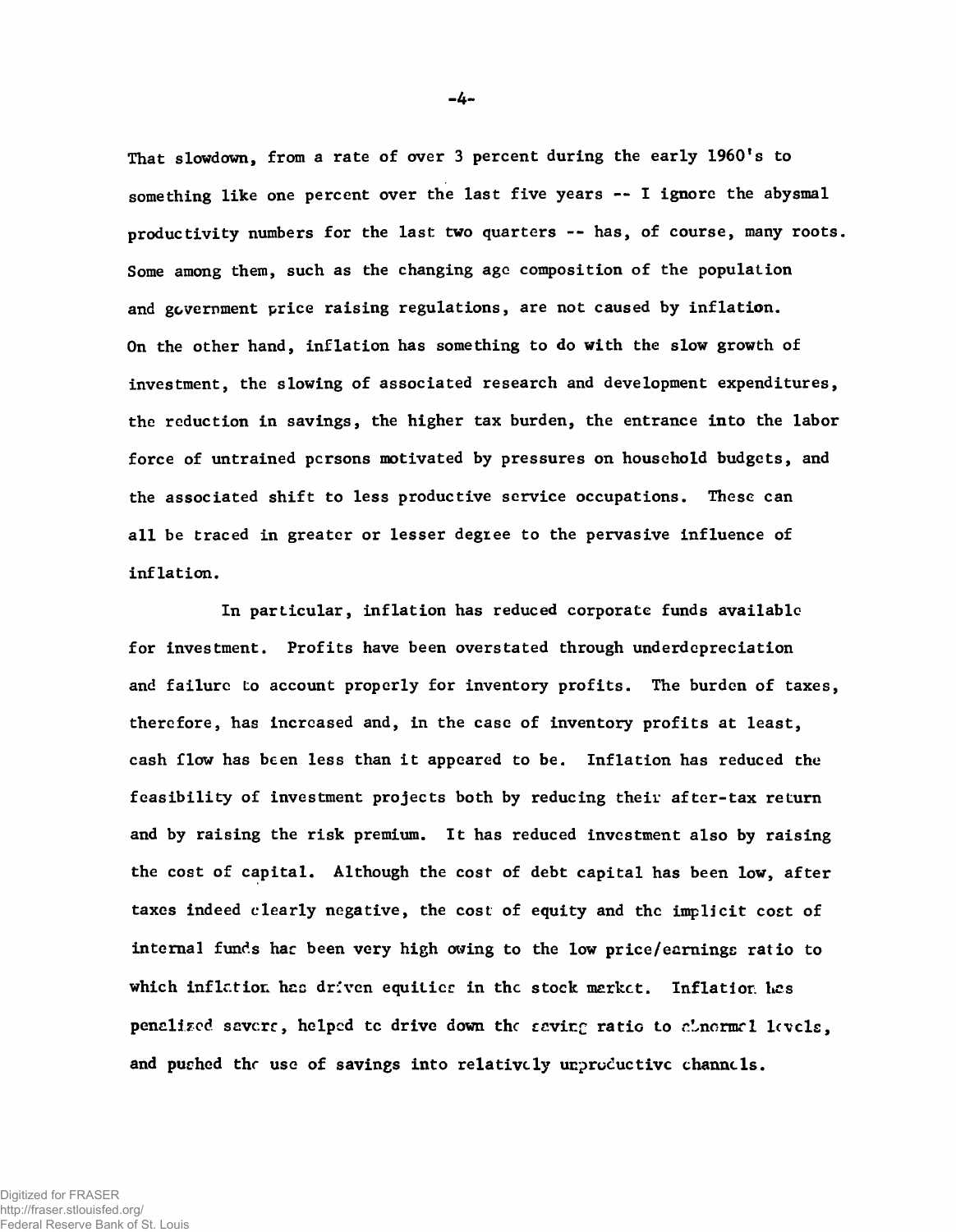That slowdown, from a rate of over 3 percent during the early 1960's to something like one percent over the last five years -- I ignore the abysmal productivity numbers for the last two quarters -- has, of course, many roots. Some among them, such as the changing age composition of the population and government price raising regulations, are not caused by inflation. On the other hand, inflation has something to do with the slow growth of investment, the slowing of associated research and development expenditures, the reduction in savings, the higher tax burden, the entrance into the labor force of untrained persons motivated by pressures on household budgets, and the associated shift to less productive service occupations. These can all be traced in greater or lesser degree to the pervasive influence of inflation.

In particular, inflation has reduced corporate funds available for investment. Profits have been overstated through underdepreciation and failure to account properly for inventory profits. The burden of taxes, therefore, has increased and, in the case of inventory profits at least, cash flow has been less than it appeared to be. Inflation has reduced the feasibility of investment projects both by reducing their after-tax return and by raising the risk premium. It has reduced investment also by raising the cost of capital. Although the cost of debt capital has been low, after taxes indeed clearly negative, the cost of equity and the implicit cost of internal funds has been very high owing to the low price/earnings ratio to which inflation has driven equities in the stock market. Inflation has penalized savers, helped to drive down the saving ratio to abnormal levels, and pushed the use of savings into relatively unproductive channels.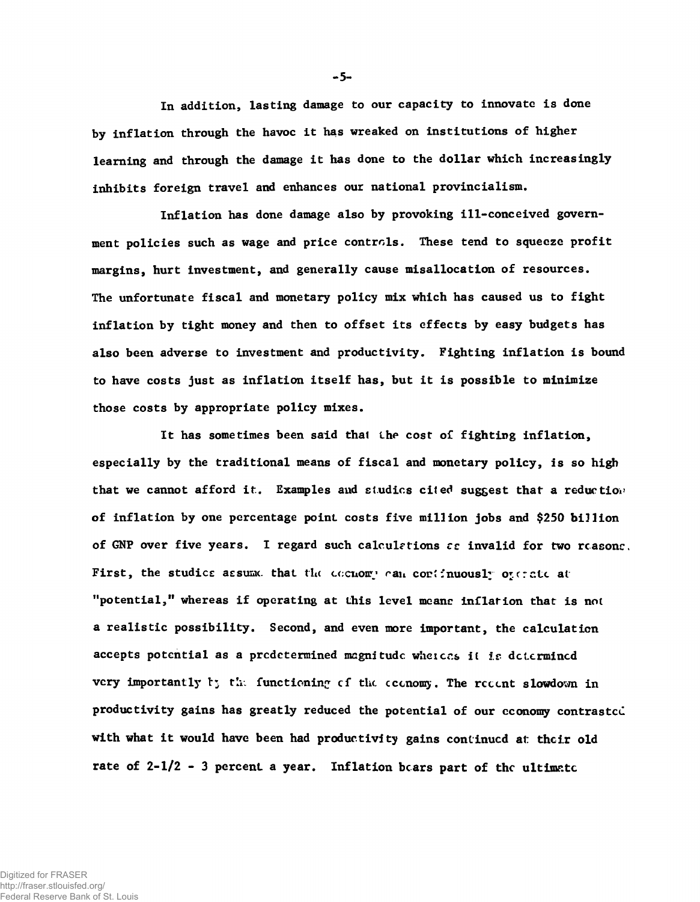In addition, lasting damage to our capacity to innovate is done by inflation through the havoc it has wreaked on institutions of higher learning and through the damage it has done to the dollar which increasingly inhibits foreign travel and enhances our national provincialism.

Inflation has done damage also by provoking ill-conceived government policies such as wage and price controls. These tend to squeeze profit margins, hurt investment, and generally cause misallocation of resources. The unfortunate fiscal and monetary policy mix which has caused us to fight inflation by tight money and then to offset its effects by easy budgets has also been adverse to investment and productivity. Fighting inflation is bound to have costs just as inflation itself has, but it is possible to minimize those costs by appropriate policy mixes.

It has sometimes been said that the cost of fighting inflation, especially by the traditional means of fiscal and monetary policy, is so high that we cannot afford it. Examples and studies cited suggest that a reduction of inflation by one percentage point costs five million jobs and $250 billion of GNP over five years. I regard such calculations as invalid for two reasons. First, the studies assume that the economy can continuously operate at "potential," whereas if operating at this level means inflation that is not a realistic possibility. Second, and even more important, the calculation accepts potential as a predetermined magnitude whereas it is determined very importantly by the functioning of the economy. The recent slowdown in productivity gains has greatly reduced the potential of our economy contrasted with what it would have been had productivity gains continued at their old rate of 2-1/2 - 3 percent a year. Inflation bears part of the ultimate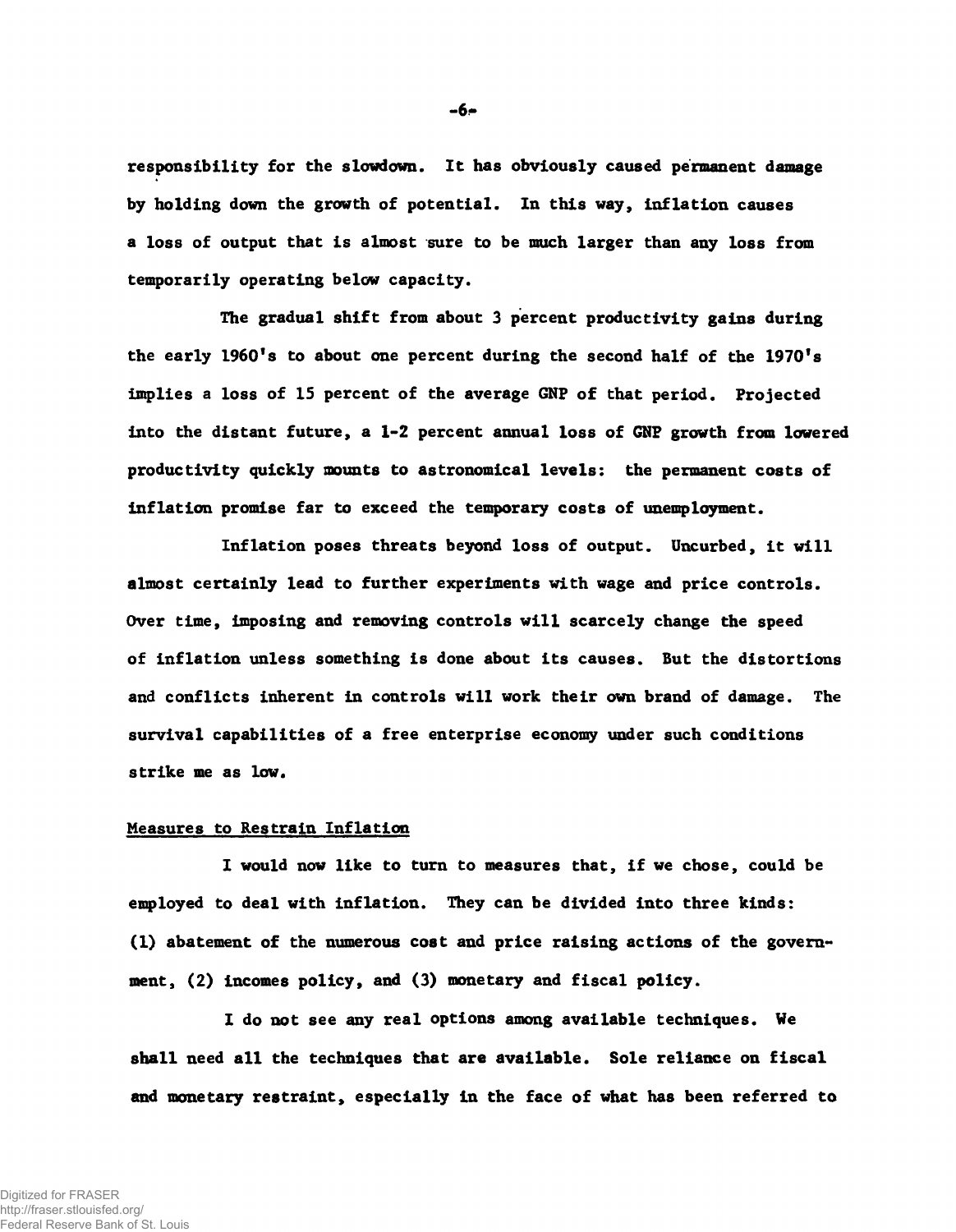responsibility for the slowdown. It has obviously caused permanent damage by holding down the growth of potential. In this way, inflation causes a loss of output that is almost sure to be much larger than any loss from temporarily operating below capacity.

The gradual shift from about 3 percent productivity gains during the early 1960's to about one percent during the second half of the 1970's implies a loss of 15 percent of the average GNP of that period. Projected into the distant future, a 1-2 percent annual loss of GNP growth from lowered productivity quickly mounts to astronomical levels: the permanent costs of inflation promise far to exceed the temporary costs of unemployment.

Inflation poses threats beyond loss of output. Uncurbed, it will almost certainly lead to further experiments with wage and price controls. Over time, imposing and removing controls will scarcely change the speed of inflation unless something is done about its causes. But the distortions and conflicts inherent in controls will work their own brand of damage. The survival capabilities of a free enterprise economy under such conditions strike me as low.

## Measures to Restrain Inflation

I would now like to turn to measures that, if we chose, could be employed to deal with inflation. They can be divided into three kinds: (1) abatement of the numerous cost and price raising actions of the government, (2) incomes policy, and (3) monetary and fiscal policy.

I do not see any real options among available techniques. We shall need all the techniques that are available. Sole reliance on fiscal and monetary restraint, especially in the face of what has been referred to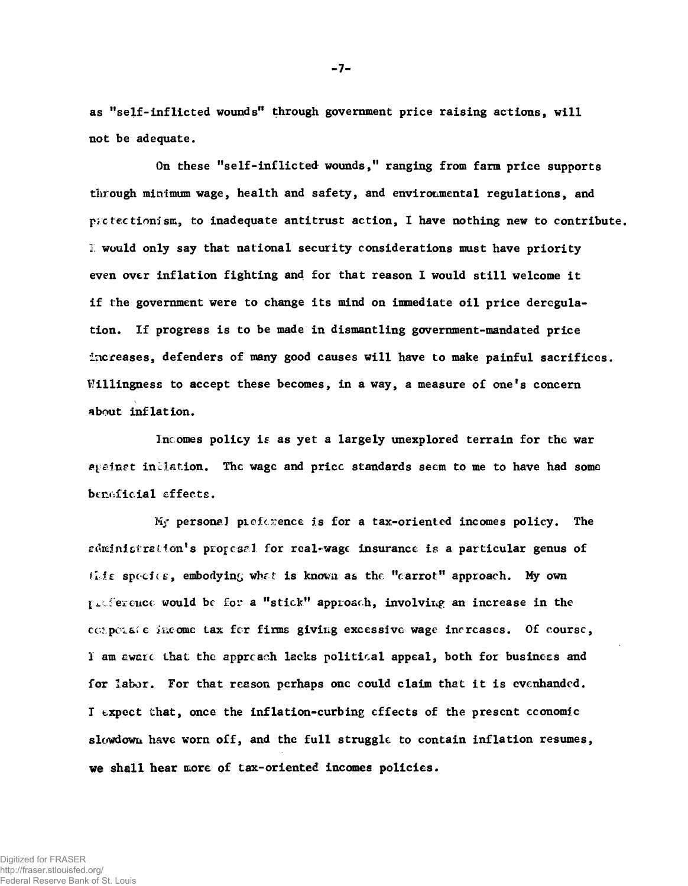as "self-inflicted wounds" through government price raising actions, will not be adequate.

On these "self-inflicted wounds," ranging from farm price supports through minimum wage, health and safety, and environmental regulations, and protectionism, to inadequate antitrust action, I have nothing new to contribute. I would only say that national security considerations must have priority even over inflation fighting and for that reason I would still welcome it if the government were to change its mind on immediate oil price deregulation. If progress is to be made in dismantling government-mandated price increases, defenders of many good causes will have to make painful sacrifices. Willingness to accept these becomes, in a way, a measure of one's concern about inflation.

Incomes policy is as yet a largely unexplored terrain for the war against inflation. The wage and price standards seem to me to have had some beneficial effects.

My personal preference is for a tax-oriented incomes policy. The administration's proposal for real-wage insurance is a particular genus of this species, embodying what is known as the "carrot" approach. My own preference would be for a "stick" approach, involving an increase in the corporate income tax for firms giving excessive wage increases. Of course, I am aware that the approach lacks political appeal, both for business and for labor. For that reason perhaps one could claim that it is evenhanded. I expect that, once the inflation-curbing effects of the present economic slowdown have worn off, and the full struggle to contain inflation resumes, we shall hear more of tax-oriented incomes policies.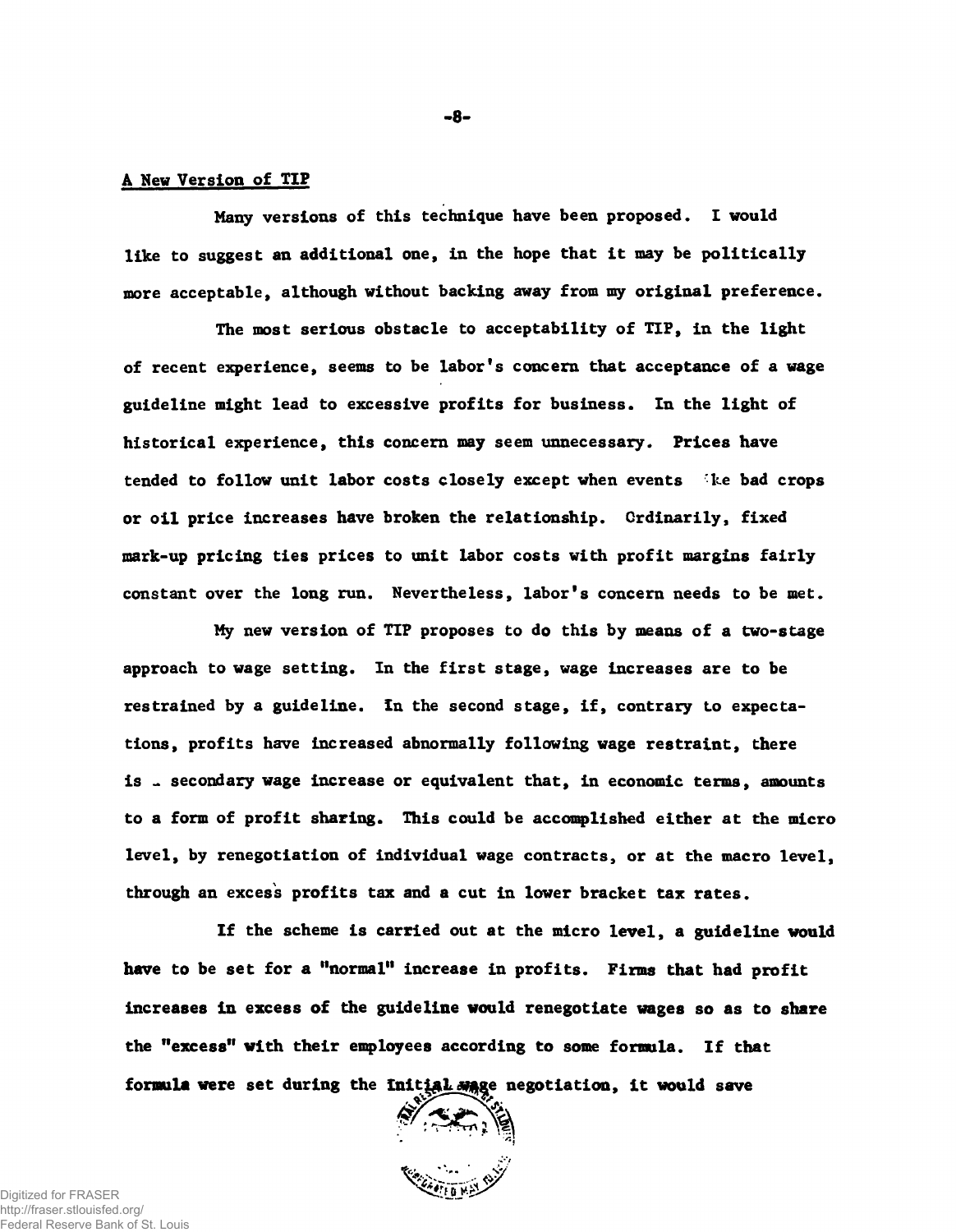A New Version of TIP

Many versions of this technique have been proposed. I would like to suggest an additional one, in the hope that it may be politically more acceptable, although without backing away from my original preference.

The most serious obstacle to acceptability of TIP, in the light of recent experience, seems to be labor's concern that acceptance of a wage guideline might lead to excessive profits for business. In the light of historical experience, this concern may seem unnecessary. Prices have tended to follow unit labor costs closely except when events like bad crops or oil price increases have broken the relationship. Ordinarily, fixed mark-up pricing ties prices to unit labor costs with profit margins fairly constant over the long run. Nevertheless, labor's concern needs to be met.

My new version of TIP proposes to do this by means of a two-stage approach to wage setting. In the first stage, wage increases are to be restrained by a guideline. In the second stage, if, contrary to expectations, profits have increased abnormally following wage restraint, there is a secondary wage increase or equivalent that, in economic terms, amounts to a form of profit sharing. This could be accomplished either at the micro level, by renegotiation of individual wage contracts, or at the macro level, through an excess profits tax and a cut in lower bracket tax rates.

If the scheme is carried out at the micro level, a guideline would have to be set for a "normal" increase in profits. Firms that had profit increases in excess of the guideline would renegotiate wages so as to share the "excess" with their employees according to some formula. If that formula were set during the initial wage negotiation, it would save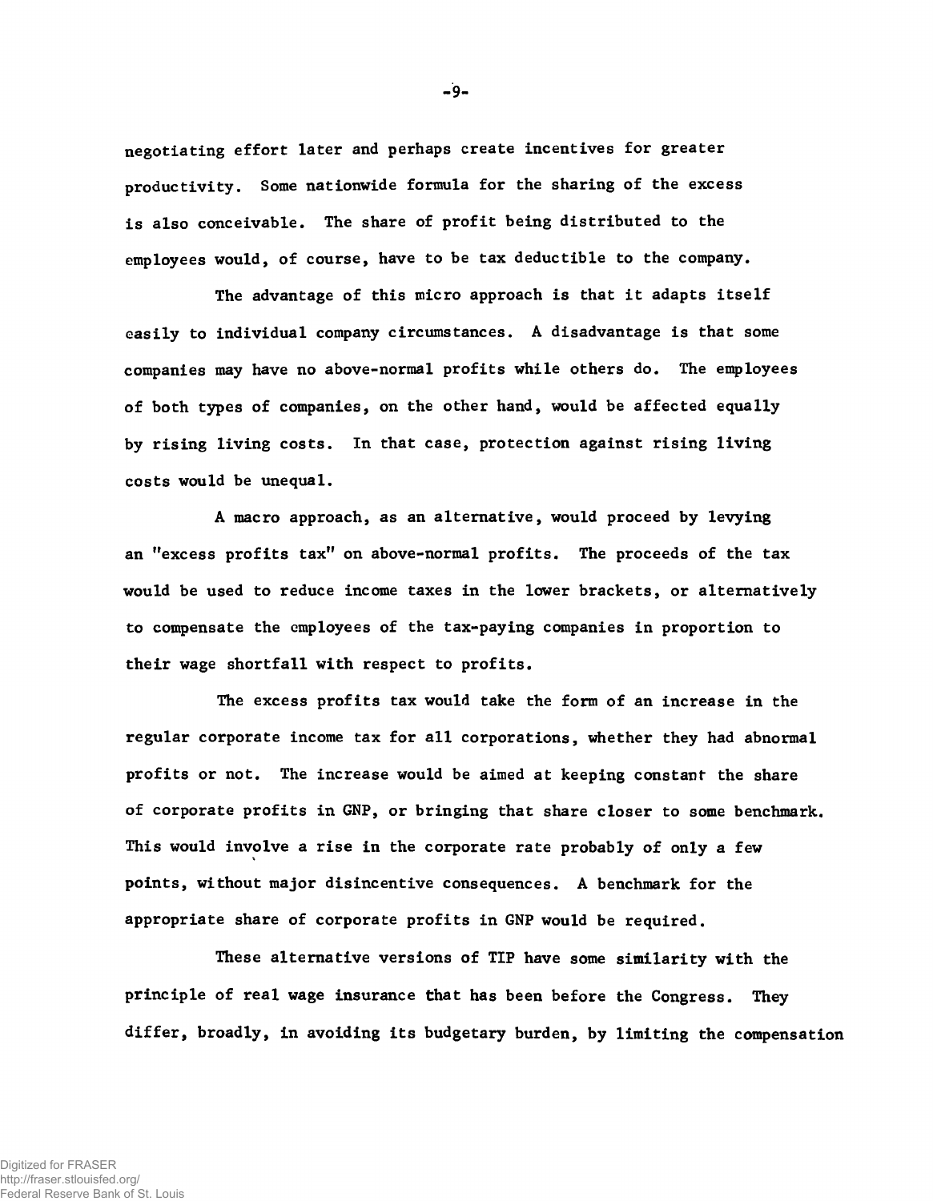negotiating effort later and perhaps create incentives for greater productivity. Some nationwide formula for the sharing of the excess is also conceivable. The share of profit being distributed to the employees would, of course, have to be tax deductible to the company.

The advantage of this micro approach is that it adapts itself easily to individual company circumstances. A disadvantage is that some companies may have no above-normal profits while others do. The employees of both types of companies, on the other hand, would be affected equally by rising living costs. In that case, protection against rising living costs would be unequal.

A macro approach, as an alternative, would proceed by levying an "excess profits tax" on above-normal profits. The proceeds of the tax would be used to reduce income taxes in the lower brackets, or alternatively to compensate the employees of the tax-paying companies in proportion to their wage shortfall with respect to profits.

The excess profits tax would take the form of an increase in the regular corporate income tax for all corporations, whether they had abnormal profits or not. The increase would be aimed at keeping constant the share of corporate profits in GNP, or bringing that share closer to some benchmark. This would involve a rise in the corporate rate probably of only a few points, without major disincentive consequences. A benchmark for the appropriate share of corporate profits in GNP would be required.

These alternative versions of TIP have some similarity with the principle of real wage insurance that has been before the Congress. They differ, broadly, in avoiding its budgetary burden, by limiting the compensation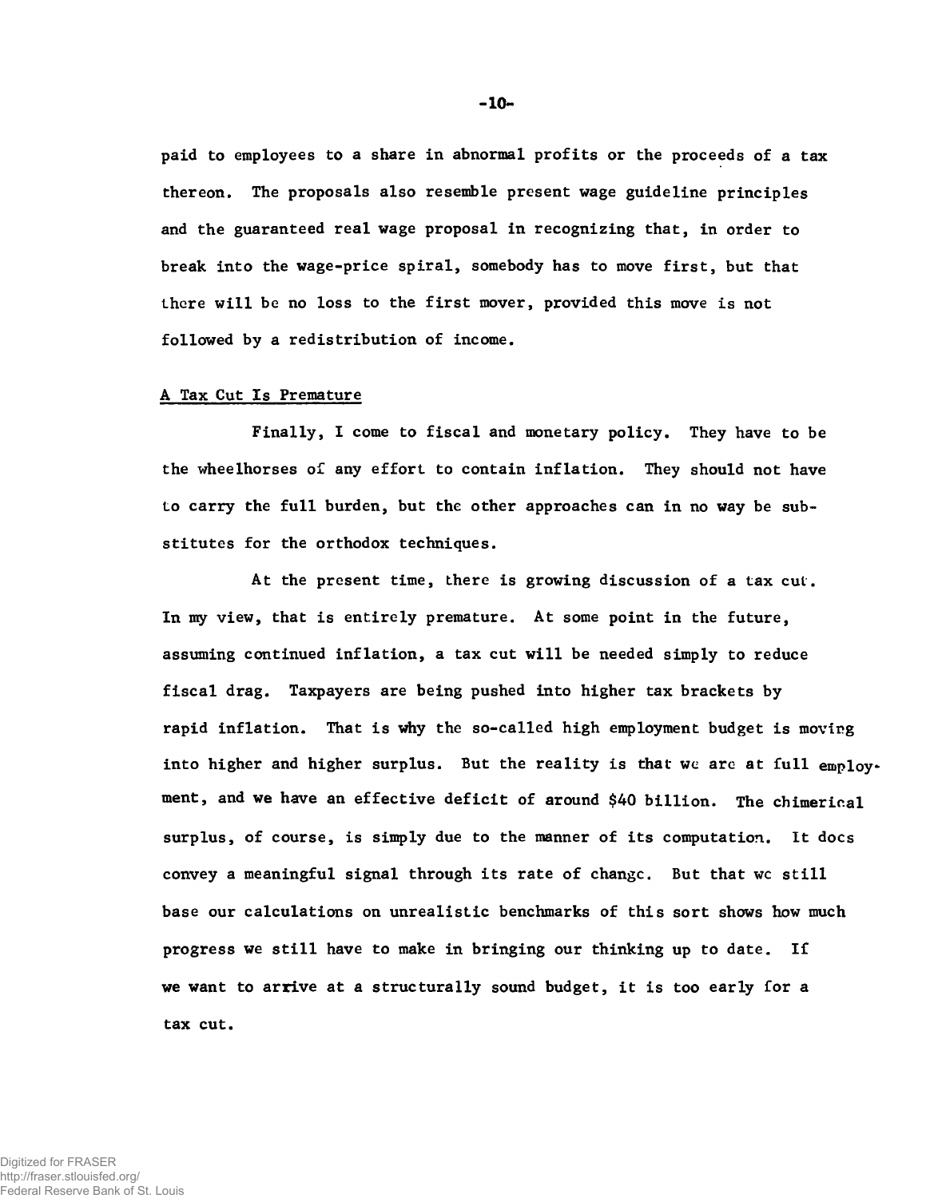paid to employees to a share in abnormal profits or the proceeds of a tax thereon. The proposals also resemble present wage guideline principles and the guaranteed real wage proposal in recognizing that, in order to break into the wage-price spiral, somebody has to move first, but that there will be no loss to the first mover, provided this move is not followed by a redistribution of income.

## A Tax Cut Is Premature

Finally, I come to fiscal and monetary policy. They have to be the wheelhorses of any effort to contain inflation. They should not have to carry the full burden, but the other approaches can in no way be substitutes for the orthodox techniques.

At the present time, there is growing discussion of a tax cut. In my view, that is entirely premature. At some point in the future, assuming continued inflation, a tax cut will be needed simply to reduce fiscal drag. Taxpayers are being pushed into higher tax brackets by rapid inflation. That is why the so-called high employment budget is moving into higher and higher surplus. But the reality is that we are at full employment, and we have an effective deficit of around $40 billion. The chimerical surplus, of course, is simply due to the manner of its computation. It does convey a meaningful signal through its rate of change. But that we still base our calculations on unrealistic benchmarks of this sort shows how much progress we still have to make in bringing our thinking up to date. If we want to arrive at a structurally sound budget, it is too early for a tax cut.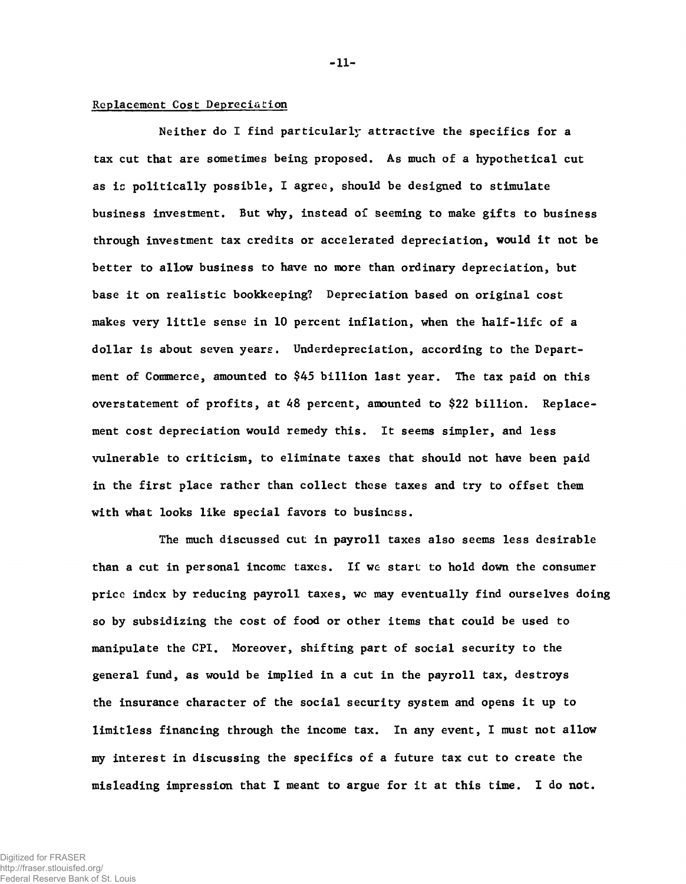Replacement Cost Depreciation

Neither do I find particularly attractive the specifics for a tax cut that are sometimes being proposed. As much of a hypothetical cut as is politically possible, I agree, should be designed to stimulate business investment. But why, instead of seeming to make gifts to business through investment tax credits or accelerated depreciation, would it not be better to allow business to have no more than ordinary depreciation, but base it on realistic bookkeeping? Depreciation based on original cost makes very little sense in 10 percent inflation, when the half-life of a dollar is about seven years. Underdepreciation, according to the Department of Commerce, amounted to $45 billion last year. The tax paid on this overstatement of profits, at 48 percent, amounted to $22 billion. Replacement cost depreciation would remedy this. It seems simpler, and less vulnerable to criticism, to eliminate taxes that should not have been paid in the first place rather than collect these taxes and try to offset them with what looks like special favors to business.

The much discussed cut in payroll taxes also seems less desirable than a cut in personal income taxes. If we start to hold down the consumer price index by reducing payroll taxes, we may eventually find ourselves doing so by subsidizing the cost of food or other items that could be used to manipulate the CPI. Moreover, shifting part of social security to the general fund, as would be implied in a cut in the payroll tax, destroys the insurance character of the social security system and opens it up to limitless financing through the income tax. In any event, I must not allow my interest in discussing the specifics of a future tax cut to create the misleading impression that I meant to argue for it at this time. I do not.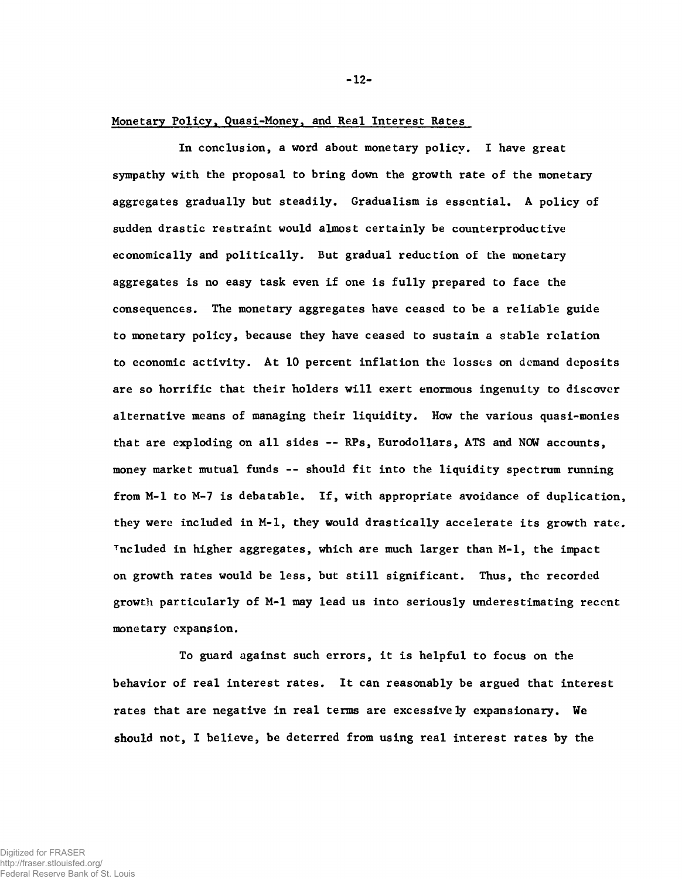## Monetary Policy, Quasi-Money, and Real Interest Rates

In conclusion, a word about monetary policy. I have great sympathy with the proposal to bring down the growth rate of the monetary aggregates gradually but steadily. Gradualism is essential. A policy of sudden drastic restraint would almost certainly be counterproductive economically and politically. But gradual reduction of the monetary aggregates is no easy task even if one is fully prepared to face the consequences. The monetary aggregates have ceased to be a reliable guide to monetary policy, because they have ceased to sustain a stable relation to economic activity. At 10 percent inflation the losses on demand deposits are so horrific that their holders will exert enormous ingenuity to discover alternative means of managing their liquidity. How the various quasi-monies that are exploding on all sides -- RPs, Eurodollars, ATS and NOW accounts, money market mutual funds -- should fit into the liquidity spectrum running from M-1 to M-7 is debatable. If, with appropriate avoidance of duplication, they were included in M-1, they would drastically accelerate its growth rate. Included in higher aggregates, which are much larger than M-1, the impact on growth rates would be less, but still significant. Thus, the recorded growth particularly of M-1 may lead us into seriously underestimating recent monetary expansion.

To guard against such errors, it is helpful to focus on the behavior of real interest rates. It can reasonably be argued that interest rates that are negative in real terms are excessively expansionary. We should not, I believe, be deterred from using real interest rates by the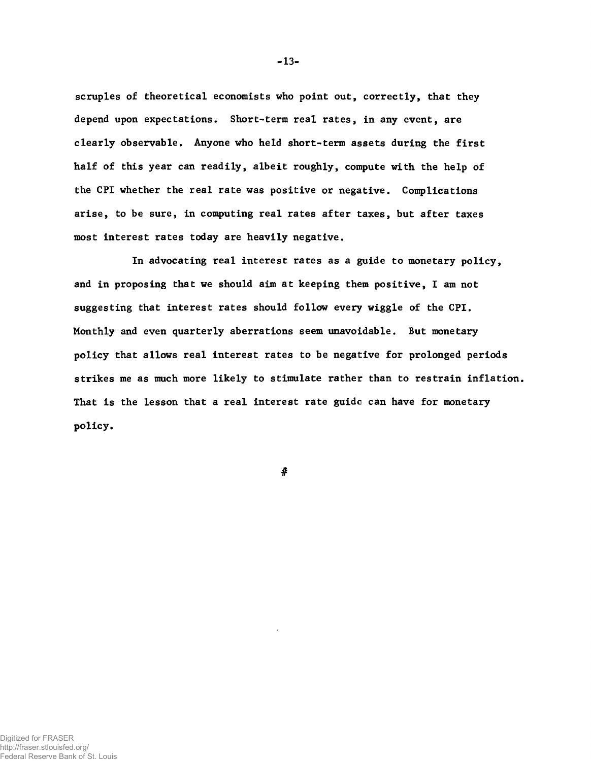scruples of theoretical economists who point out, correctly, that they depend upon expectations. Short-term real rates, in any event, are clearly observable. Anyone who held short-term assets during the first half of this year can readily, albeit roughly, compute with the help of the CPI whether the real rate was positive or negative. Complications arise, to be sure, in computing real rates after taxes, but after taxes most interest rates today are heavily negative.

In advocating real interest rates as a guide to monetary policy, and in proposing that we should aim at keeping them positive, I am not suggesting that interest rates should follow every wiggle of the CPI. Monthly and even quarterly aberrations seem unavoidable. But monetary policy that allows real interest rates to be negative for prolonged periods strikes me as much more likely to stimulate rather than to restrain inflation. That is the lesson that a real interest rate guide can have for monetary policy.

#